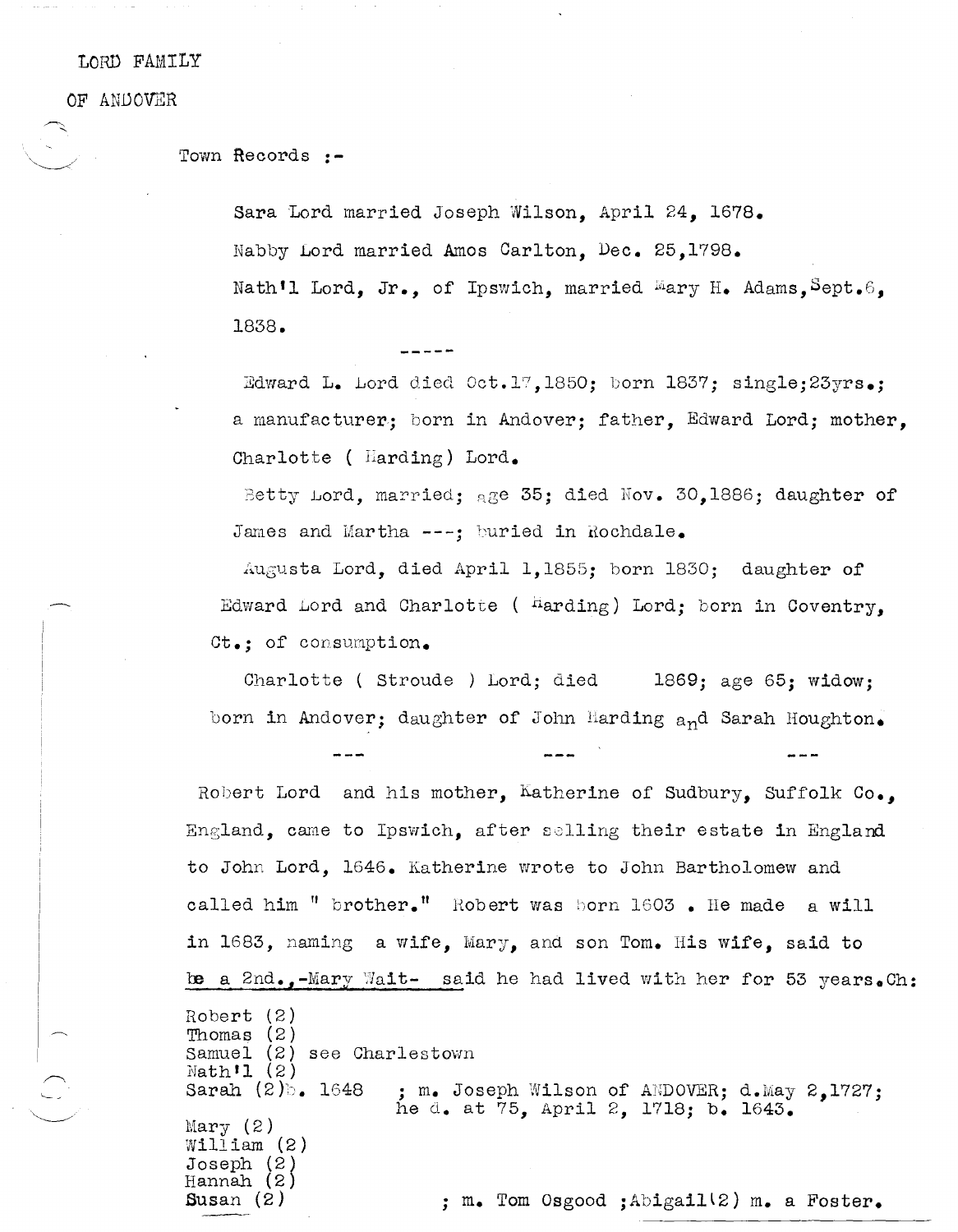LORD FAMILY

OF ANDOVER

Town Records :-

Sara Lord married Joseph Wilson, April 24, 1678.

Nabby Lord married Amos Carlton, Dec. 25,1798.

Nath'l Lord, Jr., of Ipswich, married Mary H. Adams, Sept.6, 1838.

-----

Edward L. Lord died Oct.17,1850; born 1837; single;23yrs.; a manufacturer; born in Andover; father, Edward Lord; mother, Charlotte ( Harding) Lord.

Betty Lord, married; age 35; died Nov. 30,1886; daughter of James and Martha ---; buried in Rochdale.

Augusta Lord, died April 1,1855; born 1830; daughter of Edward Lord and Charlotte ( Harding) Lord; born in Coventry, Ct.; of consumption.

Charlotte ( Stroude ) Lord; died 1869; age 65; widow; born in Andover; daughter of John Harding and Sarah Houghton.

--- --- ---

Robert Lord and his mother, Katherine of Sudbury, Suffolk Co., England, came to Ipswich, after selling their estate in England to John Lord, 1646. Katherine wrote to John Bartholomew and called him " brother." Robert was born 1603 . He made a will in 1683, naming a wife, Mary, and son Tom. His wife, said to be a 2nd.,-Mary Wait- said he had lived with her for 53 years.Ch:

Robert (2)
Thomas (2)
Samuel (2) see Charlestown
Nath'l (2)
Sarah (2)b. 1648 ; m. Joseph Wilson of ANDOVER; d.May 2,1727; he d. at 75, April 2, 1718; b. 1643.
Mary (2)
William (2)
Joseph (2)
Hannah (2)
Susan (2) ; m. Tom Osgood ;Abigail(2) m. a Foster.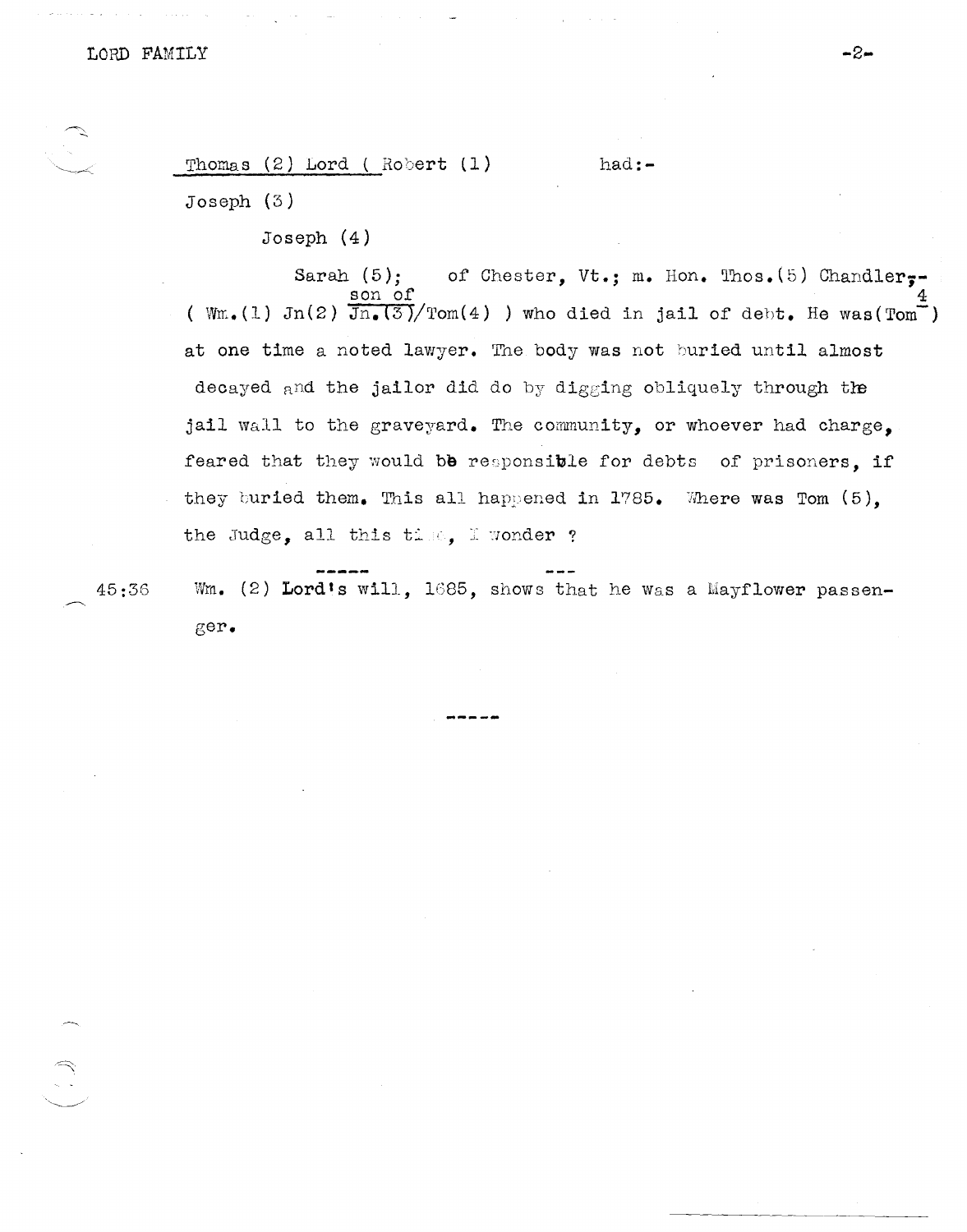Thomas (2) Lord ( Robert (1)          had:-

Joseph (3)

Joseph (4)

Sarah (5); of Chester, Vt.; m. Hon. Thos.(5) Chandler;- ( Wm.(1) Jn(2) Jn.(3)/Tom(4) ) who died in jail of debt. He was(Tom 4) at one time a noted lawyer. The body was not buried until almost decayed and the jailor did do by digging obliquely through the jail wall to the graveyard. The community, or whoever had charge, feared that they would be responsible for debts of prisoners, if they buried them. This all happened in 1785. Where was Tom (5), the Judge, all this time, I wonder ?

(son of — written above "Jn.(3)")

45:36 Wm. (2) Lord's will, 1685, shows that he was a Mayflower passenger.

-----